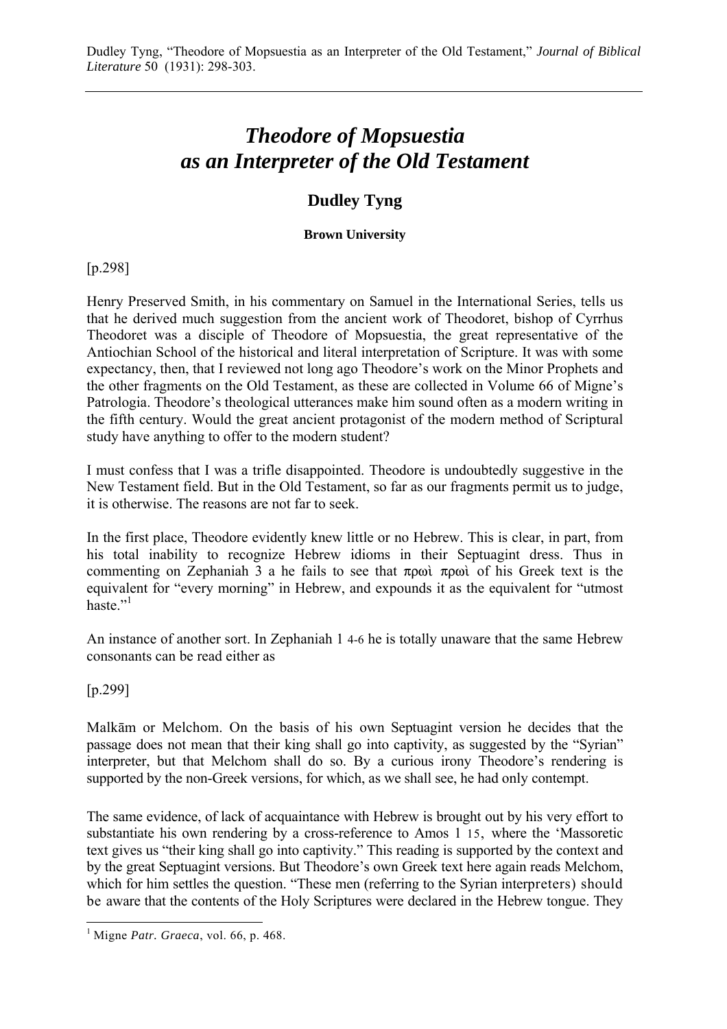Dudley Tyng, "Theodore of Mopsuestia as an Interpreter of the Old Testament," *Journal of Biblical Literature* 50 (1931): 298-303.

---

# *Theodore of Mopsuestia as an Interpreter of the Old Testament*

## Dudley Tyng

**Brown University**

[p.298]

Henry Preserved Smith, in his commentary on Samuel in the International Series, tells us that he derived much suggestion from the ancient work of Theodoret, bishop of Cyrrhus Theodoret was a disciple of Theodore of Mopsuestia, the great representative of the Antiochian School of the historical and literal interpretation of Scripture. It was with some expectancy, then, that I reviewed not long ago Theodore's work on the Minor Prophets and the other fragments on the Old Testament, as these are collected in Volume 66 of Migne's Patrologia. Theodore's theological utterances make him sound often as a modern writing in the fifth century. Would the great ancient protagonist of the modern method of Scriptural study have anything to offer to the modern student?

I must confess that I was a trifle disappointed. Theodore is undoubtedly suggestive in the New Testament field. But in the Old Testament, so far as our fragments permit us to judge, it is otherwise. The reasons are not far to seek.

In the first place, Theodore evidently knew little or no Hebrew. This is clear, in part, from his total inability to recognize Hebrew idioms in their Septuagint dress. Thus in commenting on Zephaniah 3 a he fails to see that πρωὶ πρωὶ of his Greek text is the equivalent for "every morning" in Hebrew, and expounds it as the equivalent for "utmost haste."[1]

An instance of another sort. In Zephaniah 1 4-6 he is totally unaware that the same Hebrew consonants can be read either as

[p.299]

Malkām or Melchom. On the basis of his own Septuagint version he decides that the passage does not mean that their king shall go into captivity, as suggested by the "Syrian" interpreter, but that Melchom shall do so. By a curious irony Theodore's rendering is supported by the non-Greek versions, for which, as we shall see, he had only contempt.

The same evidence, of lack of acquaintance with Hebrew is brought out by his very effort to substantiate his own rendering by a cross-reference to Amos 1 15, where the 'Massoretic text gives us "their king shall go into captivity." This reading is supported by the context and by the great Septuagint versions. But Theodore's own Greek text here again reads Melchom, which for him settles the question. "These men (referring to the Syrian interpreters) should be aware that the contents of the Holy Scriptures were declared in the Hebrew tongue. They

---

[1] Migne *Patr. Graeca*, vol. 66, p. 468.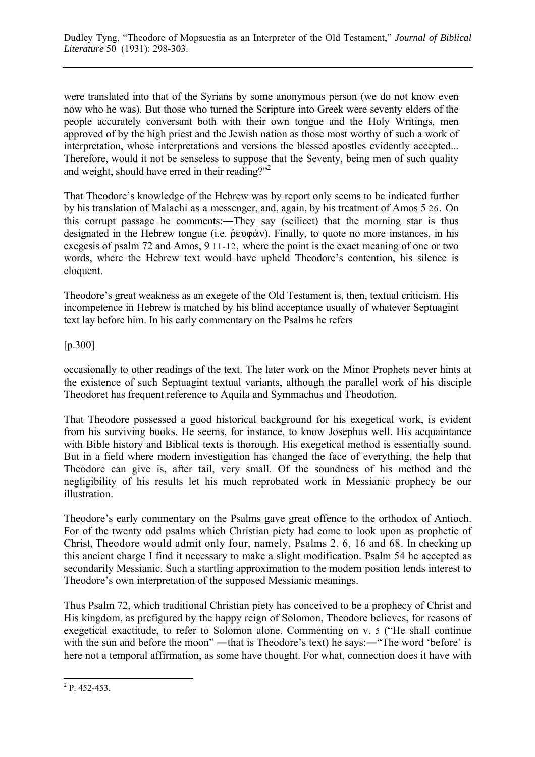were translated into that of the Syrians by some anonymous person (we do not know even now who he was). But those who turned the Scripture into Greek were seventy elders of the people accurately conversant both with their own tongue and the Holy Writings, men approved of by the high priest and the Jewish nation as those most worthy of such a work of interpretation, whose interpretations and versions the blessed apostles evidently accepted... Therefore, would it not be senseless to suppose that the Seventy, being men of such quality and weight, should have erred in their reading?"[2]

That Theodore's knowledge of the Hebrew was by report only seems to be indicated further by his translation of Malachi as a messenger, and, again, by his treatment of Amos 5 26. On this corrupt passage he comments:―They say (scilicet) that the morning star is thus designated in the Hebrew tongue (i.e. ῥευφάν). Finally, to quote no more instances, in his exegesis of psalm 72 and Amos, 9 11-12, where the point is the exact meaning of one or two words, where the Hebrew text would have upheld Theodore's contention, his silence is eloquent.

Theodore's great weakness as an exegete of the Old Testament is, then, textual criticism. His incompetence in Hebrew is matched by his blind acceptance usually of whatever Septuagint text lay before him. In his early commentary on the Psalms he refers

[p.300]

occasionally to other readings of the text. The later work on the Minor Prophets never hints at the existence of such Septuagint textual variants, although the parallel work of his disciple Theodoret has frequent reference to Aquila and Symmachus and Theodotion.

That Theodore possessed a good historical background for his exegetical work, is evident from his surviving books. He seems, for instance, to know Josephus well. His acquaintance with Bible history and Biblical texts is thorough. His exegetical method is essentially sound. But in a field where modern investigation has changed the face of everything, the help that Theodore can give is, after tail, very small. Of the soundness of his method and the negligibility of his results let his much reprobated work in Messianic prophecy be our illustration.

Theodore's early commentary on the Psalms gave great offence to the orthodox of Antioch. For of the twenty odd psalms which Christian piety had come to look upon as prophetic of Christ, Theodore would admit only four, namely, Psalms 2, 6, 16 and 68. In checking up this ancient charge I find it necessary to make a slight modification. Psalm 54 he accepted as secondarily Messianic. Such a startling approximation to the modern position lends interest to Theodore's own interpretation of the supposed Messianic meanings.

Thus Psalm 72, which traditional Christian piety has conceived to be a prophecy of Christ and His kingdom, as prefigured by the happy reign of Solomon, Theodore believes, for reasons of exegetical exactitude, to refer to Solomon alone. Commenting on v. 5 ("He shall continue with the sun and before the moon" ―that is Theodore's text) he says:―"The word 'before' is here not a temporal affirmation, as some have thought. For what, connection does it have with

[2] P. 452-453.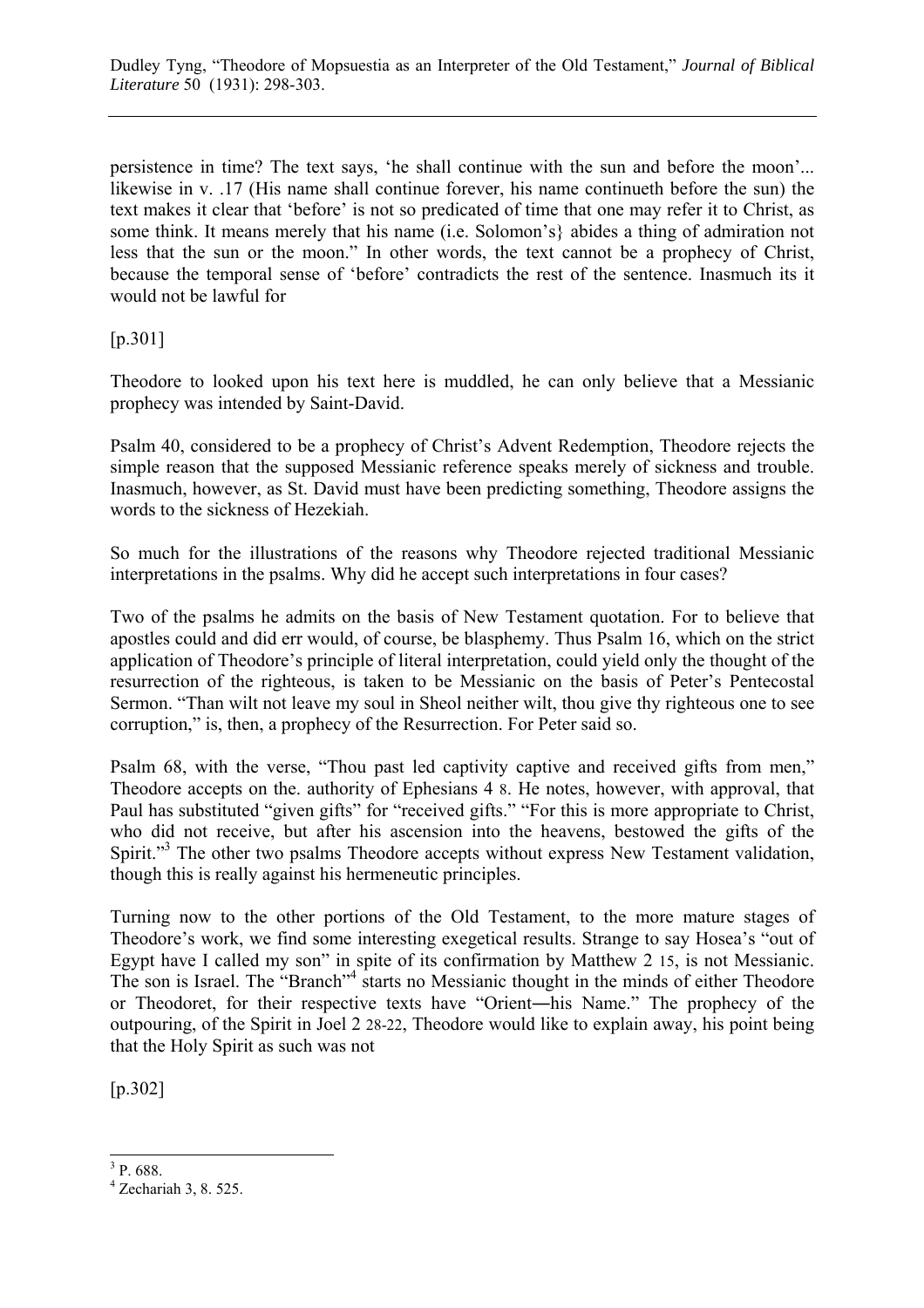persistence in time? The text says, 'he shall continue with the sun and before the moon'... likewise in v. .17 (His name shall continue forever, his name continueth before the sun) the text makes it clear that 'before' is not so predicated of time that one may refer it to Christ, as some think. It means merely that his name (i.e. Solomon's} abides a thing of admiration not less that the sun or the moon." In other words, the text cannot be a prophecy of Christ, because the temporal sense of 'before' contradicts the rest of the sentence. Inasmuch its it would not be lawful for

[p.301]

Theodore to looked upon his text here is muddled, he can only believe that a Messianic prophecy was intended by Saint-David.

Psalm 40, considered to be a prophecy of Christ's Advent Redemption, Theodore rejects the simple reason that the supposed Messianic reference speaks merely of sickness and trouble. Inasmuch, however, as St. David must have been predicting something, Theodore assigns the words to the sickness of Hezekiah.

So much for the illustrations of the reasons why Theodore rejected traditional Messianic interpretations in the psalms. Why did he accept such interpretations in four cases?

Two of the psalms he admits on the basis of New Testament quotation. For to believe that apostles could and did err would, of course, be blasphemy. Thus Psalm 16, which on the strict application of Theodore's principle of literal interpretation, could yield only the thought of the resurrection of the righteous, is taken to be Messianic on the basis of Peter's Pentecostal Sermon. "Than wilt not leave my soul in Sheol neither wilt, thou give thy righteous one to see corruption," is, then, a prophecy of the Resurrection. For Peter said so.

Psalm 68, with the verse, "Thou past led captivity captive and received gifts from men," Theodore accepts on the. authority of Ephesians 4 8. He notes, however, with approval, that Paul has substituted "given gifts" for "received gifts." "For this is more appropriate to Christ, who did not receive, but after his ascension into the heavens, bestowed the gifts of the Spirit."[3] The other two psalms Theodore accepts without express New Testament validation, though this is really against his hermeneutic principles.

Turning now to the other portions of the Old Testament, to the more mature stages of Theodore's work, we find some interesting exegetical results. Strange to say Hosea's "out of Egypt have I called my son" in spite of its confirmation by Matthew 2 15, is not Messianic. The son is Israel. The "Branch"[4] starts no Messianic thought in the minds of either Theodore or Theodoret, for their respective texts have "Orient―his Name." The prophecy of the outpouring, of the Spirit in Joel 2 28-22, Theodore would like to explain away, his point being that the Holy Spirit as such was not

[p.302]

---

[3] P. 688.

[4] Zechariah 3, 8. 525.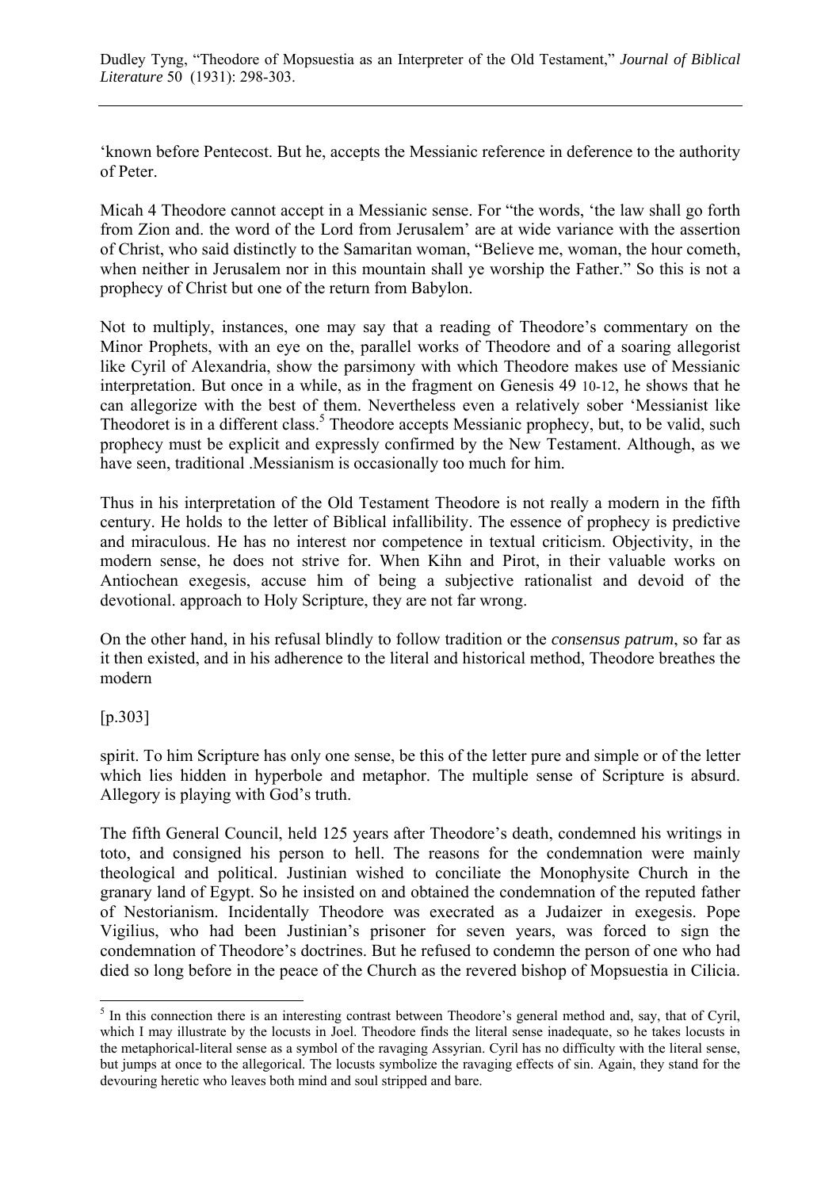'known before Pentecost. But he, accepts the Messianic reference in deference to the authority of Peter.

Micah 4 Theodore cannot accept in a Messianic sense. For "the words, 'the law shall go forth from Zion and. the word of the Lord from Jerusalem' are at wide variance with the assertion of Christ, who said distinctly to the Samaritan woman, "Believe me, woman, the hour cometh, when neither in Jerusalem nor in this mountain shall ye worship the Father." So this is not a prophecy of Christ but one of the return from Babylon.

Not to multiply, instances, one may say that a reading of Theodore's commentary on the Minor Prophets, with an eye on the, parallel works of Theodore and of a soaring allegorist like Cyril of Alexandria, show the parsimony with which Theodore makes use of Messianic interpretation. But once in a while, as in the fragment on Genesis 49 10-12, he shows that he can allegorize with the best of them. Nevertheless even a relatively sober 'Messianist like Theodoret is in a different class.[5] Theodore accepts Messianic prophecy, but, to be valid, such prophecy must be explicit and expressly confirmed by the New Testament. Although, as we have seen, traditional .Messianism is occasionally too much for him.

Thus in his interpretation of the Old Testament Theodore is not really a modern in the fifth century. He holds to the letter of Biblical infallibility. The essence of prophecy is predictive and miraculous. He has no interest nor competence in textual criticism. Objectivity, in the modern sense, he does not strive for. When Kihn and Pirot, in their valuable works on Antiochean exegesis, accuse him of being a subjective rationalist and devoid of the devotional. approach to Holy Scripture, they are not far wrong.

On the other hand, in his refusal blindly to follow tradition or the *consensus patrum*, so far as it then existed, and in his adherence to the literal and historical method, Theodore breathes the modern

[p.303]

spirit. To him Scripture has only one sense, be this of the letter pure and simple or of the letter which lies hidden in hyperbole and metaphor. The multiple sense of Scripture is absurd. Allegory is playing with God's truth.

The fifth General Council, held 125 years after Theodore's death, condemned his writings in toto, and consigned his person to hell. The reasons for the condemnation were mainly theological and political. Justinian wished to conciliate the Monophysite Church in the granary land of Egypt. So he insisted on and obtained the condemnation of the reputed father of Nestorianism. Incidentally Theodore was execrated as a Judaizer in exegesis. Pope Vigilius, who had been Justinian's prisoner for seven years, was forced to sign the condemnation of Theodore's doctrines. But he refused to condemn the person of one who had died so long before in the peace of the Church as the revered bishop of Mopsuestia in Cilicia.

[5] In this connection there is an interesting contrast between Theodore's general method and, say, that of Cyril, which I may illustrate by the locusts in Joel. Theodore finds the literal sense inadequate, so he takes locusts in the metaphorical-literal sense as a symbol of the ravaging Assyrian. Cyril has no difficulty with the literal sense, but jumps at once to the allegorical. The locusts symbolize the ravaging effects of sin. Again, they stand for the devouring heretic who leaves both mind and soul stripped and bare.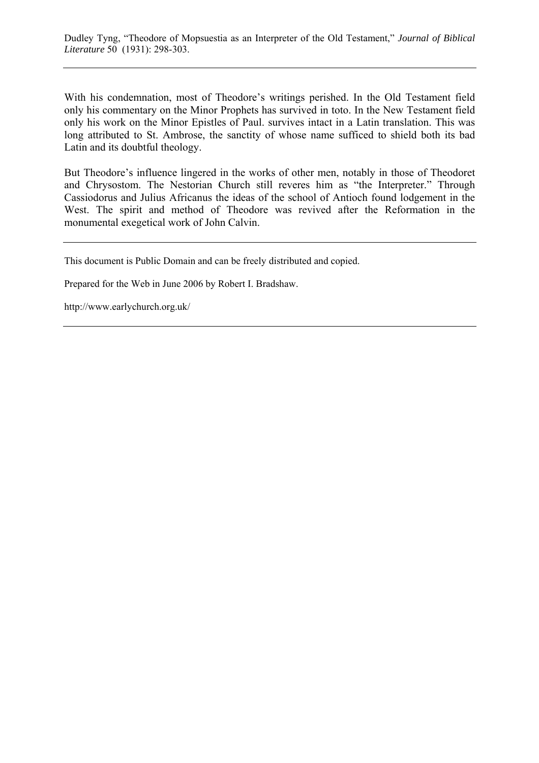With his condemnation, most of Theodore's writings perished. In the Old Testament field only his commentary on the Minor Prophets has survived in toto. In the New Testament field only his work on the Minor Epistles of Paul. survives intact in a Latin translation. This was long attributed to St. Ambrose, the sanctity of whose name sufficed to shield both its bad Latin and its doubtful theology.

But Theodore's influence lingered in the works of other men, notably in those of Theodoret and Chrysostom. The Nestorian Church still reveres him as "the Interpreter." Through Cassiodorus and Julius Africanus the ideas of the school of Antioch found lodgement in the West. The spirit and method of Theodore was revived after the Reformation in the monumental exegetical work of John Calvin.

---

This document is Public Domain and can be freely distributed and copied.

Prepared for the Web in June 2006 by Robert I. Bradshaw.

http://www.earlychurch.org.uk/